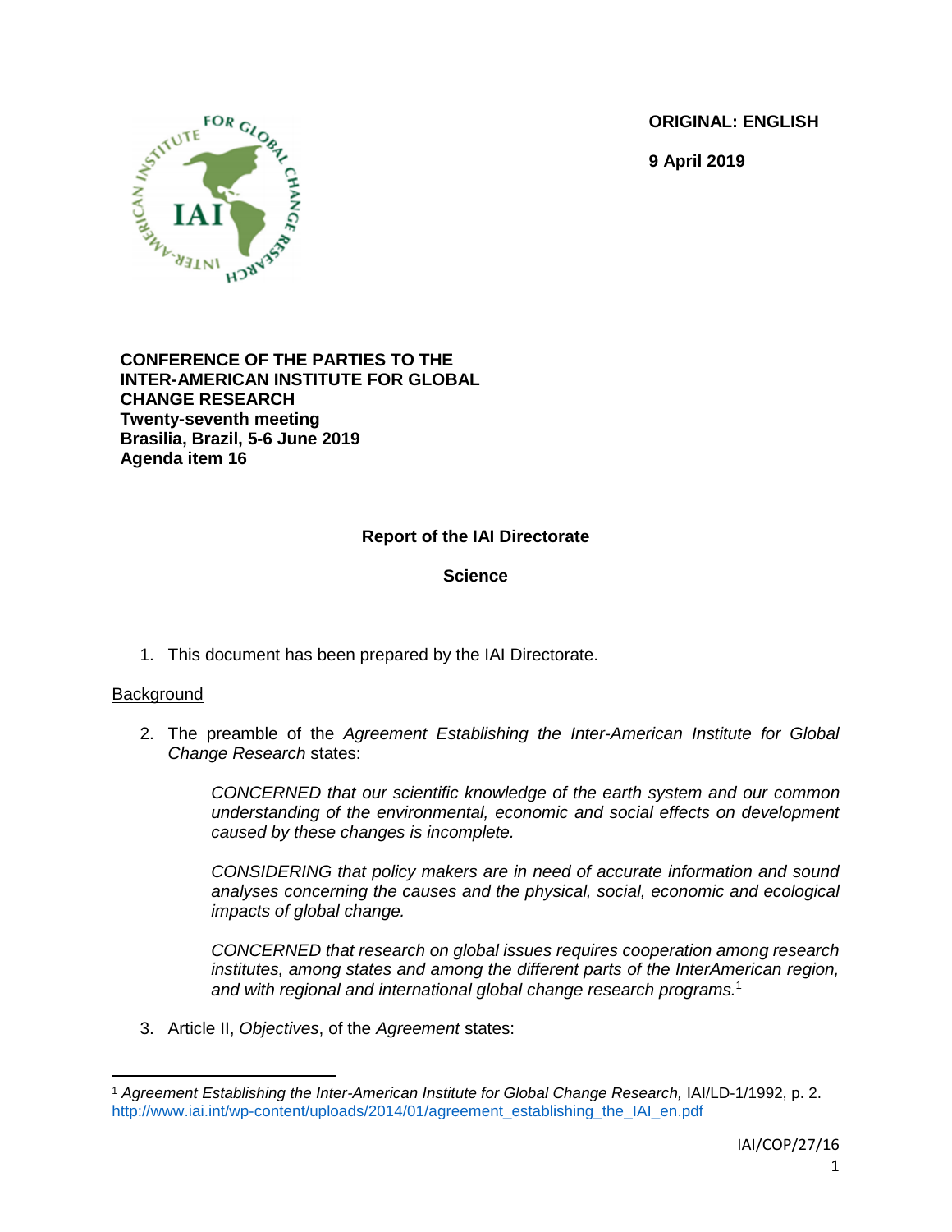**ORIGINAL: ENGLISH**

**9 April 2019**

**CONFERENCE OF THE PARTIES TO THE INTER-AMERICAN INSTITUTE FOR GLOBAL CHANGE RESEARCH**
**Twenty-seventh meeting**
**Brasilia, Brazil, 5-6 June 2019**
**Agenda item 16**

# Report of the IAI Directorate

## Science

1. This document has been prepared by the IAI Directorate.

Background

2. The preamble of the *Agreement Establishing the Inter-American Institute for Global Change Research* states:

   > *CONCERNED that our scientific knowledge of the earth system and our common understanding of the environmental, economic and social effects on development caused by these changes is incomplete.*
   >
   > *CONSIDERING that policy makers are in need of accurate information and sound analyses concerning the causes and the physical, social, economic and ecological impacts of global change.*
   >
   > *CONCERNED that research on global issues requires cooperation among research institutes, among states and among the different parts of the InterAmerican region, and with regional and international global change research programs.*[1]

3. Article II, *Objectives*, of the *Agreement* states:

---

[1] *Agreement Establishing the Inter-American Institute for Global Change Research,* IAI/LD-1/1992, p. 2. http://www.iai.int/wp-content/uploads/2014/01/agreement_establishing_the_IAI_en.pdf

IAI/COP/27/16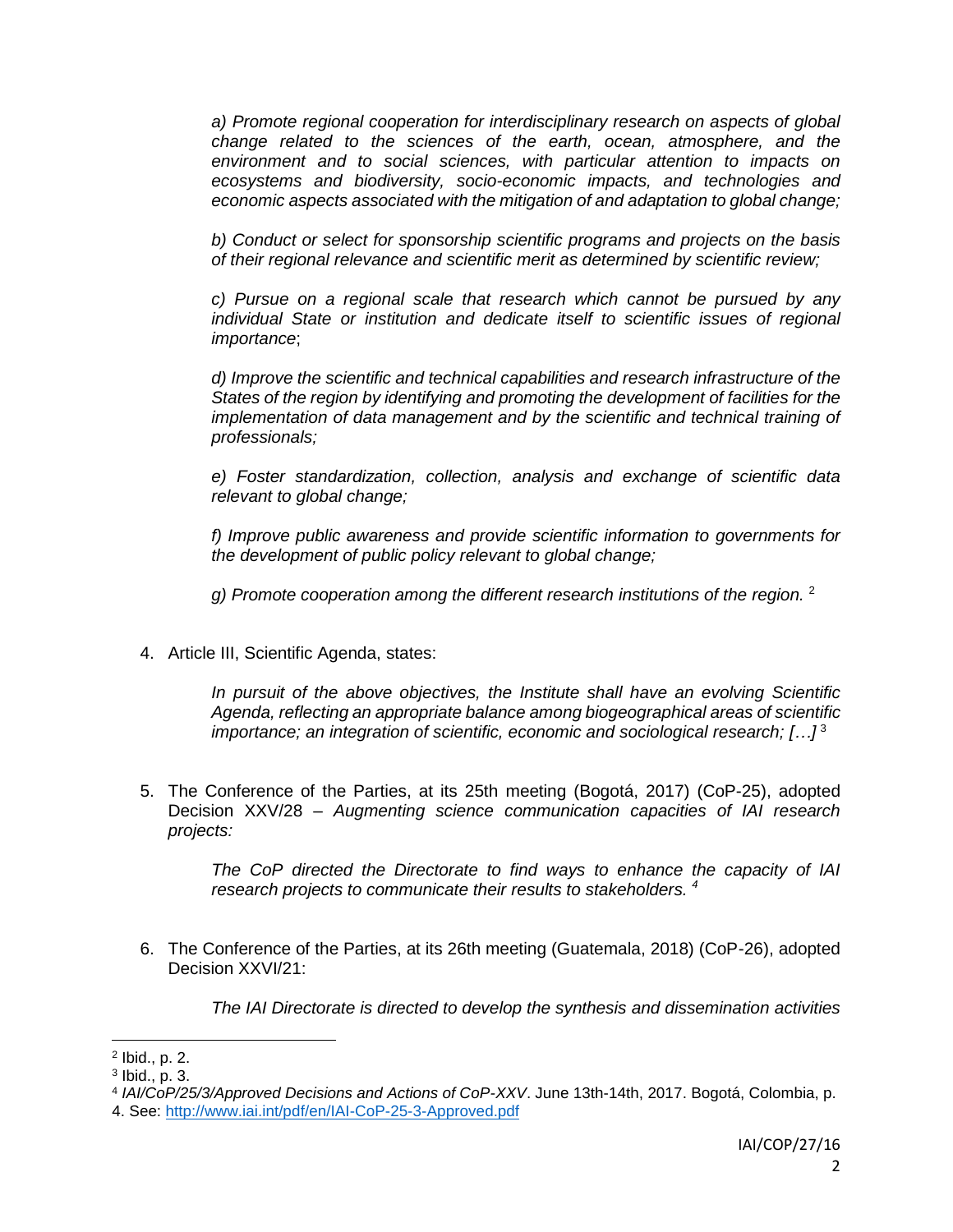*a) Promote regional cooperation for interdisciplinary research on aspects of global change related to the sciences of the earth, ocean, atmosphere, and the environment and to social sciences, with particular attention to impacts on ecosystems and biodiversity, socio-economic impacts, and technologies and economic aspects associated with the mitigation of and adaptation to global change;*

*b) Conduct or select for sponsorship scientific programs and projects on the basis of their regional relevance and scientific merit as determined by scientific review;*

*c) Pursue on a regional scale that research which cannot be pursued by any individual State or institution and dedicate itself to scientific issues of regional importance*;

*d) Improve the scientific and technical capabilities and research infrastructure of the States of the region by identifying and promoting the development of facilities for the implementation of data management and by the scientific and technical training of professionals;*

*e) Foster standardization, collection, analysis and exchange of scientific data relevant to global change;*

*f) Improve public awareness and provide scientific information to governments for the development of public policy relevant to global change;*

*g) Promote cooperation among the different research institutions of the region.* [2]

4. Article III, Scientific Agenda, states:

   *In pursuit of the above objectives, the Institute shall have an evolving Scientific Agenda, reflecting an appropriate balance among biogeographical areas of scientific importance; an integration of scientific, economic and sociological research; […]* [3]

5. The Conference of the Parties, at its 25th meeting (Bogotá, 2017) (CoP-25), adopted Decision XXV/28 – *Augmenting science communication capacities of IAI research projects:*

   *The CoP directed the Directorate to find ways to enhance the capacity of IAI research projects to communicate their results to stakeholders.* [4]

6. The Conference of the Parties, at its 26th meeting (Guatemala, 2018) (CoP-26), adopted Decision XXVI/21:

   *The IAI Directorate is directed to develop the synthesis and dissemination activities*

---

[2] Ibid., p. 2.
[3] Ibid., p. 3.
[4] *IAI/CoP/25/3/Approved Decisions and Actions of CoP-XXV*. June 13th-14th, 2017. Bogotá, Colombia, p. 4. See: http://www.iai.int/pdf/en/IAI-CoP-25-3-Approved.pdf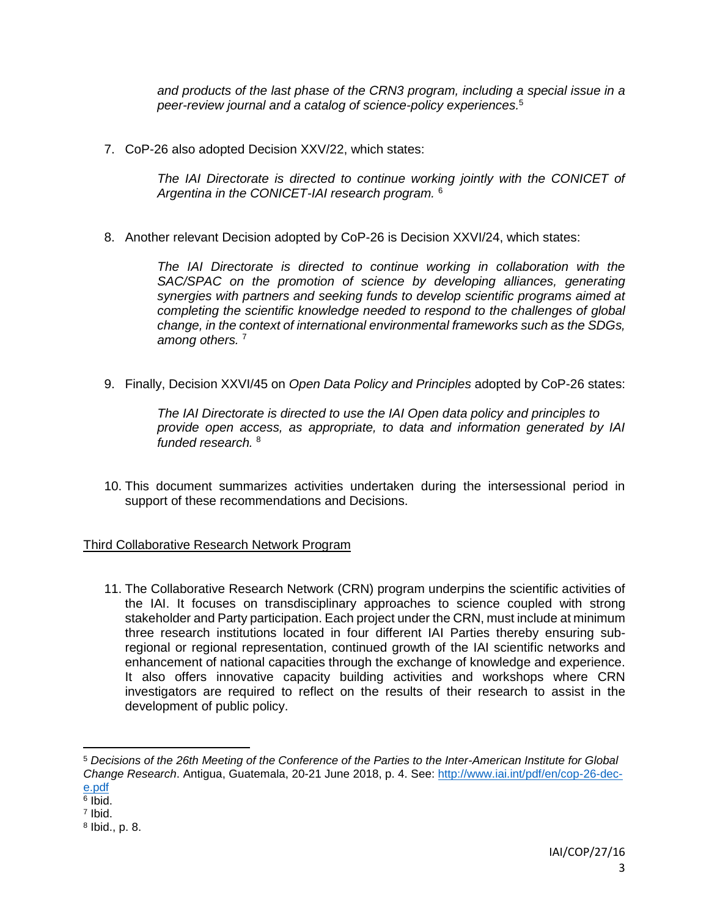*and products of the last phase of the CRN3 program, including a special issue in a peer-review journal and a catalog of science-policy experiences.*[5]

7. CoP-26 also adopted Decision XXV/22, which states:

   *The IAI Directorate is directed to continue working jointly with the CONICET of Argentina in the CONICET-IAI research program.* [6]

8. Another relevant Decision adopted by CoP-26 is Decision XXVI/24, which states:

   *The IAI Directorate is directed to continue working in collaboration with the SAC/SPAC on the promotion of science by developing alliances, generating synergies with partners and seeking funds to develop scientific programs aimed at completing the scientific knowledge needed to respond to the challenges of global change, in the context of international environmental frameworks such as the SDGs, among others.* [7]

9. Finally, Decision XXVI/45 on *Open Data Policy and Principles* adopted by CoP-26 states:

   *The IAI Directorate is directed to use the IAI Open data policy and principles to provide open access, as appropriate, to data and information generated by IAI funded research.* [8]

10. This document summarizes activities undertaken during the intersessional period in support of these recommendations and Decisions.

## Third Collaborative Research Network Program

11. The Collaborative Research Network (CRN) program underpins the scientific activities of the IAI. It focuses on transdisciplinary approaches to science coupled with strong stakeholder and Party participation. Each project under the CRN, must include at minimum three research institutions located in four different IAI Parties thereby ensuring sub-regional or regional representation, continued growth of the IAI scientific networks and enhancement of national capacities through the exchange of knowledge and experience. It also offers innovative capacity building activities and workshops where CRN investigators are required to reflect on the results of their research to assist in the development of public policy.

---

[5] *Decisions of the 26th Meeting of the Conference of the Parties to the Inter-American Institute for Global Change Research*. Antigua, Guatemala, 20-21 June 2018, p. 4. See: http://www.iai.int/pdf/en/cop-26-dec-e.pdf

[6] Ibid.

[7] Ibid.

[8] Ibid., p. 8.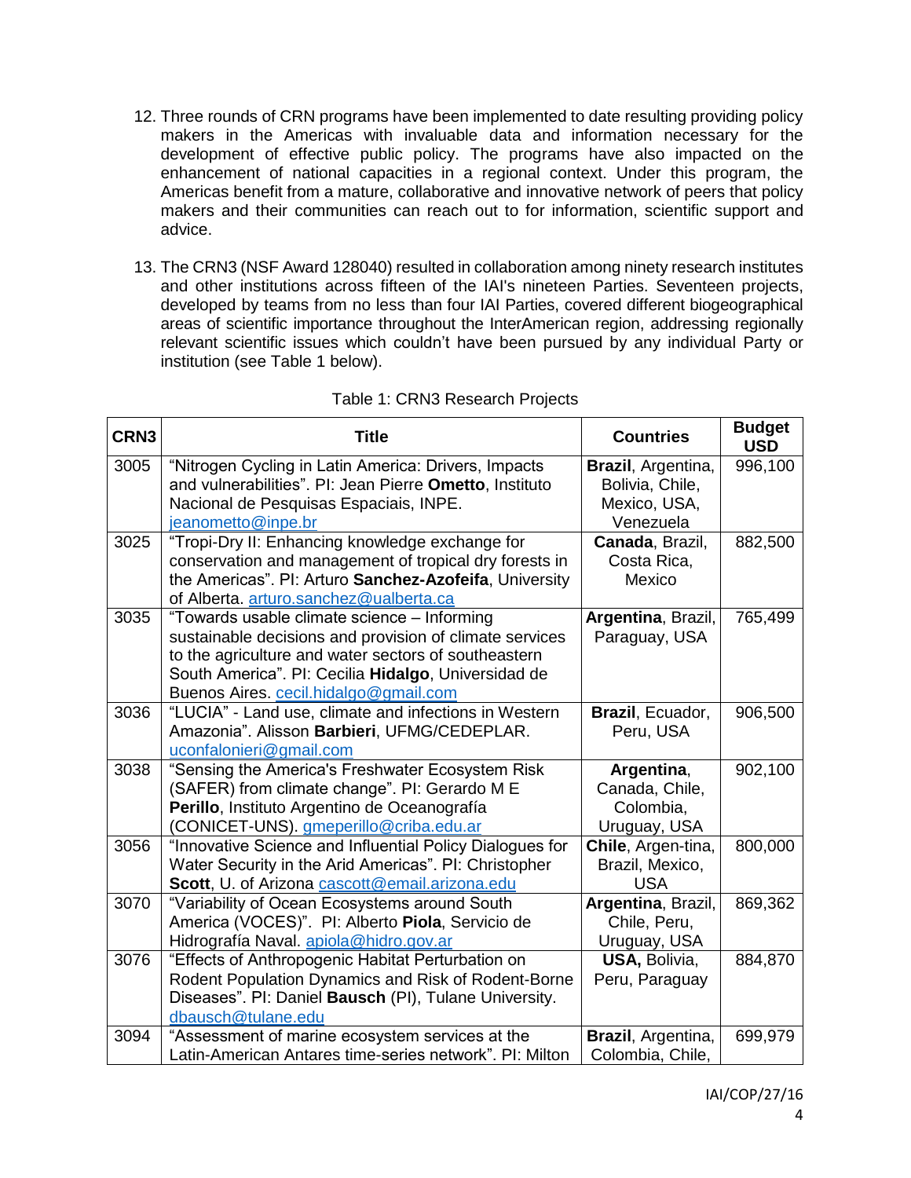12. Three rounds of CRN programs have been implemented to date resulting providing policy makers in the Americas with invaluable data and information necessary for the development of effective public policy. The programs have also impacted on the enhancement of national capacities in a regional context. Under this program, the Americas benefit from a mature, collaborative and innovative network of peers that policy makers and their communities can reach out to for information, scientific support and advice.

13. The CRN3 (NSF Award 128040) resulted in collaboration among ninety research institutes and other institutions across fifteen of the IAI's nineteen Parties. Seventeen projects, developed by teams from no less than four IAI Parties, covered different biogeographical areas of scientific importance throughout the InterAmerican region, addressing regionally relevant scientific issues which couldn't have been pursued by any individual Party or institution (see Table 1 below).

Table 1: CRN3 Research Projects

| CRN3 | Title | Countries | Budget USD |
|---|---|---|---|
| 3005 | "Nitrogen Cycling in Latin America: Drivers, Impacts and vulnerabilities". PI: Jean Pierre **Ometto**, Instituto Nacional de Pesquisas Espaciais, INPE. jeanometto@inpe.br | **Brazil**, Argentina, Bolivia, Chile, Mexico, USA, Venezuela | 996,100 |
| 3025 | "Tropi-Dry II: Enhancing knowledge exchange for conservation and management of tropical dry forests in the Americas". PI: Arturo **Sanchez-Azofeifa**, University of Alberta. arturo.sanchez@ualberta.ca | **Canada**, Brazil, Costa Rica, Mexico | 882,500 |
| 3035 | "Towards usable climate science – Informing sustainable decisions and provision of climate services to the agriculture and water sectors of southeastern South America". PI: Cecilia **Hidalgo**, Universidad de Buenos Aires. cecil.hidalgo@gmail.com | **Argentina**, Brazil, Paraguay, USA | 765,499 |
| 3036 | "LUCIA" - Land use, climate and infections in Western Amazonia". Alisson **Barbieri**, UFMG/CEDEPLAR. uconfalonieri@gmail.com | **Brazil**, Ecuador, Peru, USA | 906,500 |
| 3038 | "Sensing the America's Freshwater Ecosystem Risk (SAFER) from climate change". PI: Gerardo M E **Perillo**, Instituto Argentino de Oceanografía (CONICET-UNS). gmeperillo@criba.edu.ar | **Argentina**, Canada, Chile, Colombia, Uruguay, USA | 902,100 |
| 3056 | "Innovative Science and Influential Policy Dialogues for Water Security in the Arid Americas". PI: Christopher **Scott**, U. of Arizona cascott@email.arizona.edu | **Chile**, Argen-tina, Brazil, Mexico, USA | 800,000 |
| 3070 | "Variability of Ocean Ecosystems around South America (VOCES)". PI: Alberto **Piola**, Servicio de Hidrografía Naval. apiola@hidro.gov.ar | **Argentina**, Brazil, Chile, Peru, Uruguay, USA | 869,362 |
| 3076 | "Effects of Anthropogenic Habitat Perturbation on Rodent Population Dynamics and Risk of Rodent-Borne Diseases". PI: Daniel **Bausch** (PI), Tulane University. dbausch@tulane.edu | **USA,** Bolivia, Peru, Paraguay | 884,870 |
| 3094 | "Assessment of marine ecosystem services at the Latin-American Antares time-series network". PI: Milton | **Brazil**, Argentina, Colombia, Chile, | 699,979 |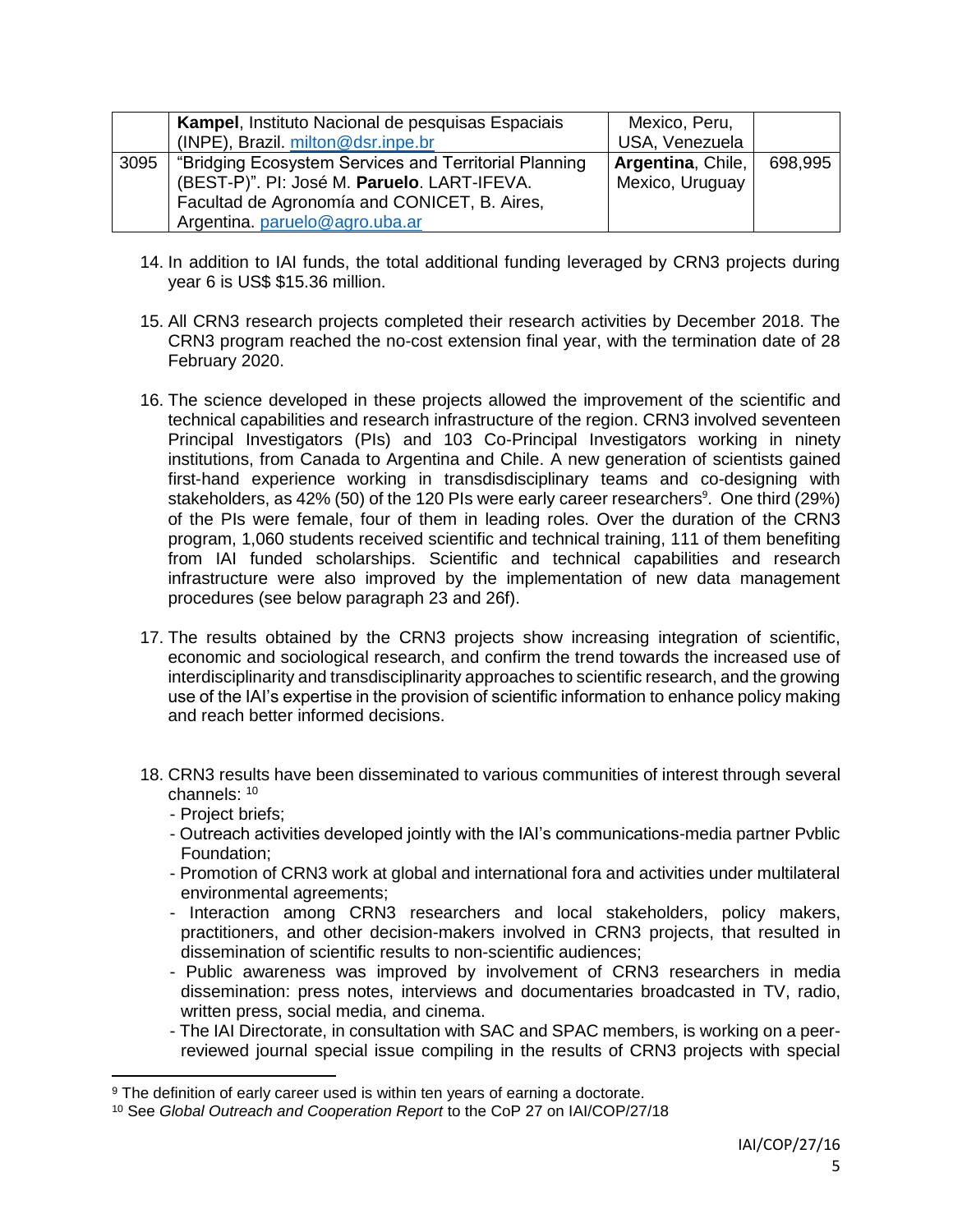|  | **Kampel**, Instituto Nacional de pesquisas Espaciais (INPE), Brazil. milton@dsr.inpe.br | Mexico, Peru, USA, Venezuela |  |
|---|---|---|---|
| 3095 | "Bridging Ecosystem Services and Territorial Planning (BEST-P)". PI: José M. **Paruelo**. LART-IFEVA. Facultad de Agronomía and CONICET, B. Aires, Argentina. paruelo@agro.uba.ar | **Argentina**, Chile, Mexico, Uruguay | 698,995 |

14. In addition to IAI funds, the total additional funding leveraged by CRN3 projects during year 6 is US$ $15.36 million.

15. All CRN3 research projects completed their research activities by December 2018. The CRN3 program reached the no-cost extension final year, with the termination date of 28 February 2020.

16. The science developed in these projects allowed the improvement of the scientific and technical capabilities and research infrastructure of the region. CRN3 involved seventeen Principal Investigators (PIs) and 103 Co-Principal Investigators working in ninety institutions, from Canada to Argentina and Chile. A new generation of scientists gained first-hand experience working in transdisdisciplinary teams and co-designing with stakeholders, as 42% (50) of the 120 PIs were early career researchers[9]. One third (29%) of the PIs were female, four of them in leading roles. Over the duration of the CRN3 program, 1,060 students received scientific and technical training, 111 of them benefiting from IAI funded scholarships. Scientific and technical capabilities and research infrastructure were also improved by the implementation of new data management procedures (see below paragraph 23 and 26f).

17. The results obtained by the CRN3 projects show increasing integration of scientific, economic and sociological research, and confirm the trend towards the increased use of interdisciplinarity and transdisciplinarity approaches to scientific research, and the growing use of the IAI's expertise in the provision of scientific information to enhance policy making and reach better informed decisions.

18. CRN3 results have been disseminated to various communities of interest through several channels: [10]
    - Project briefs;
    - Outreach activities developed jointly with the IAI's communications-media partner Pvblic Foundation;
    - Promotion of CRN3 work at global and international fora and activities under multilateral environmental agreements;
    - Interaction among CRN3 researchers and local stakeholders, policy makers, practitioners, and other decision-makers involved in CRN3 projects, that resulted in dissemination of scientific results to non-scientific audiences;
    - Public awareness was improved by involvement of CRN3 researchers in media dissemination: press notes, interviews and documentaries broadcasted in TV, radio, written press, social media, and cinema.
    - The IAI Directorate, in consultation with SAC and SPAC members, is working on a peer-reviewed journal special issue compiling in the results of CRN3 projects with special

[9] The definition of early career used is within ten years of earning a doctorate.

[10] See *Global Outreach and Cooperation Report* to the CoP 27 on IAI/COP/27/18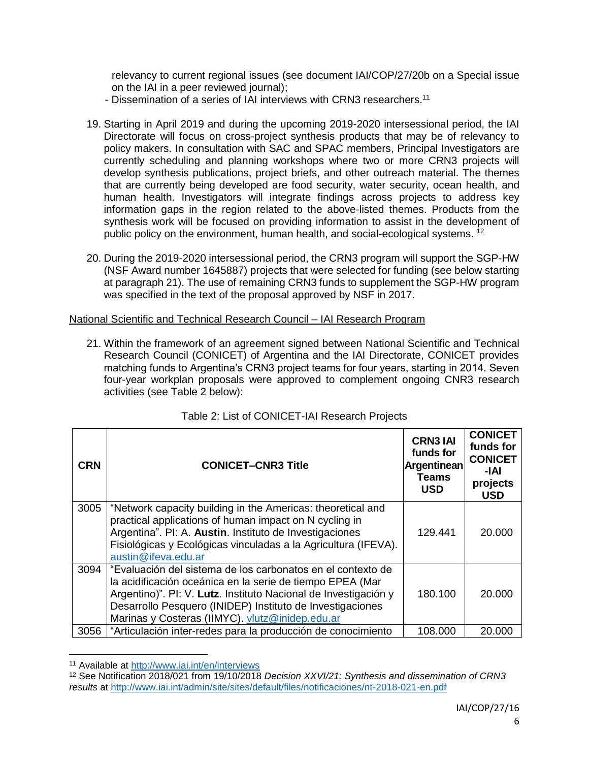relevancy to current regional issues (see document IAI/COP/27/20b on a Special issue on the IAI in a peer reviewed journal);

- Dissemination of a series of IAI interviews with CRN3 researchers.[11]

19. Starting in April 2019 and during the upcoming 2019-2020 intersessional period, the IAI Directorate will focus on cross-project synthesis products that may be of relevancy to policy makers. In consultation with SAC and SPAC members, Principal Investigators are currently scheduling and planning workshops where two or more CRN3 projects will develop synthesis publications, project briefs, and other outreach material. The themes that are currently being developed are food security, water security, ocean health, and human health. Investigators will integrate findings across projects to address key information gaps in the region related to the above-listed themes. Products from the synthesis work will be focused on providing information to assist in the development of public policy on the environment, human health, and social-ecological systems.[12]

20. During the 2019-2020 intersessional period, the CRN3 program will support the SGP-HW (NSF Award number 1645887) projects that were selected for funding (see below starting at paragraph 21). The use of remaining CRN3 funds to supplement the SGP-HW program was specified in the text of the proposal approved by NSF in 2017.

National Scientific and Technical Research Council – IAI Research Program

21. Within the framework of an agreement signed between National Scientific and Technical Research Council (CONICET) of Argentina and the IAI Directorate, CONICET provides matching funds to Argentina's CRN3 project teams for four years, starting in 2014. Seven four-year workplan proposals were approved to complement ongoing CNR3 research activities (see Table 2 below):

Table 2: List of CONICET-IAI Research Projects

| CRN | CONICET–CNR3 Title | CRN3 IAI funds for Argentinean Teams USD | CONICET funds for CONICET -IAI projects USD |
|---|---|---|---|
| 3005 | "Network capacity building in the Americas: theoretical and practical applications of human impact on N cycling in Argentina". PI: A. **Austin**. Instituto de Investigaciones Fisiológicas y Ecológicas vinculadas a la Agricultura (IFEVA). austin@ifeva.edu.ar | 129.441 | 20.000 |
| 3094 | "Evaluación del sistema de los carbonatos en el contexto de la acidificación oceánica en la serie de tiempo EPEA (Mar Argentino)". PI: V. **Lutz**. Instituto Nacional de Investigación y Desarrollo Pesquero (INIDEP) Instituto de Investigaciones Marinas y Costeras (IIMYC). vlutz@inidep.edu.ar | 180.100 | 20.000 |
| 3056 | "Articulación inter-redes para la producción de conocimiento | 108.000 | 20.000 |

[11] Available at http://www.iai.int/en/interviews

[12] See Notification 2018/021 from 19/10/2018 *Decision XXVI/21: Synthesis and dissemination of CRN3 results* at http://www.iai.int/admin/site/sites/default/files/notificaciones/nt-2018-021-en.pdf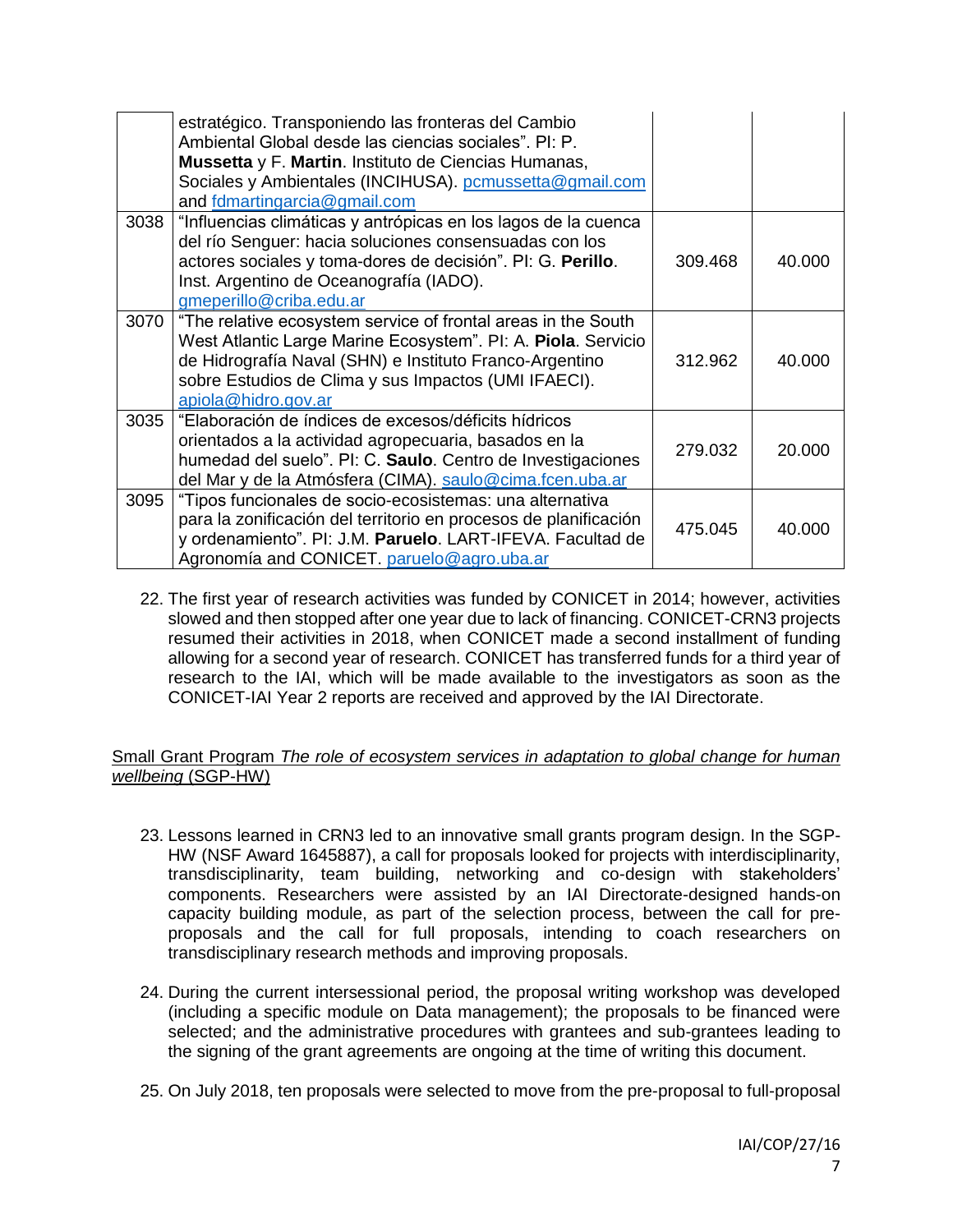| | | | |
|---|---|---|---|
| | estratégico. Transponiendo las fronteras del Cambio Ambiental Global desde las ciencias sociales". PI: P. **Mussetta** y F. **Martin**. Instituto de Ciencias Humanas, Sociales y Ambientales (INCIHUSA). pcmussetta@gmail.com and fdmartingarcia@gmail.com | | |
| 3038 | "Influencias climáticas y antrópicas en los lagos de la cuenca del río Senguer: hacia soluciones consensuadas con los actores sociales y toma-dores de decisión". PI: G. **Perillo**. Inst. Argentino de Oceanografía (IADO). gmeperillo@criba.edu.ar | 309.468 | 40.000 |
| 3070 | "The relative ecosystem service of frontal areas in the South West Atlantic Large Marine Ecosystem". PI: A. **Piola**. Servicio de Hidrografía Naval (SHN) e Instituto Franco-Argentino sobre Estudios de Clima y sus Impactos (UMI IFAECI). apiola@hidro.gov.ar | 312.962 | 40.000 |
| 3035 | "Elaboración de índices de excesos/déficits hídricos orientados a la actividad agropecuaria, basados en la humedad del suelo". PI: C. **Saulo**. Centro de Investigaciones del Mar y de la Atmósfera (CIMA). saulo@cima.fcen.uba.ar | 279.032 | 20.000 |
| 3095 | "Tipos funcionales de socio-ecosistemas: una alternativa para la zonificación del territorio en procesos de planificación y ordenamiento". PI: J.M. **Paruelo**. LART-IFEVA. Facultad de Agronomía and CONICET. paruelo@agro.uba.ar | 475.045 | 40.000 |

22. The first year of research activities was funded by CONICET in 2014; however, activities slowed and then stopped after one year due to lack of financing. CONICET-CRN3 projects resumed their activities in 2018, when CONICET made a second installment of funding allowing for a second year of research. CONICET has transferred funds for a third year of research to the IAI, which will be made available to the investigators as soon as the CONICET-IAI Year 2 reports are received and approved by the IAI Directorate.

Small Grant Program *The role of ecosystem services in adaptation to global change for human wellbeing* (SGP-HW)

23. Lessons learned in CRN3 led to an innovative small grants program design. In the SGP-HW (NSF Award 1645887), a call for proposals looked for projects with interdisciplinarity, transdisciplinarity, team building, networking and co-design with stakeholders' components. Researchers were assisted by an IAI Directorate-designed hands-on capacity building module, as part of the selection process, between the call for pre-proposals and the call for full proposals, intending to coach researchers on transdisciplinary research methods and improving proposals.

24. During the current intersessional period, the proposal writing workshop was developed (including a specific module on Data management); the proposals to be financed were selected; and the administrative procedures with grantees and sub-grantees leading to the signing of the grant agreements are ongoing at the time of writing this document.

25. On July 2018, ten proposals were selected to move from the pre-proposal to full-proposal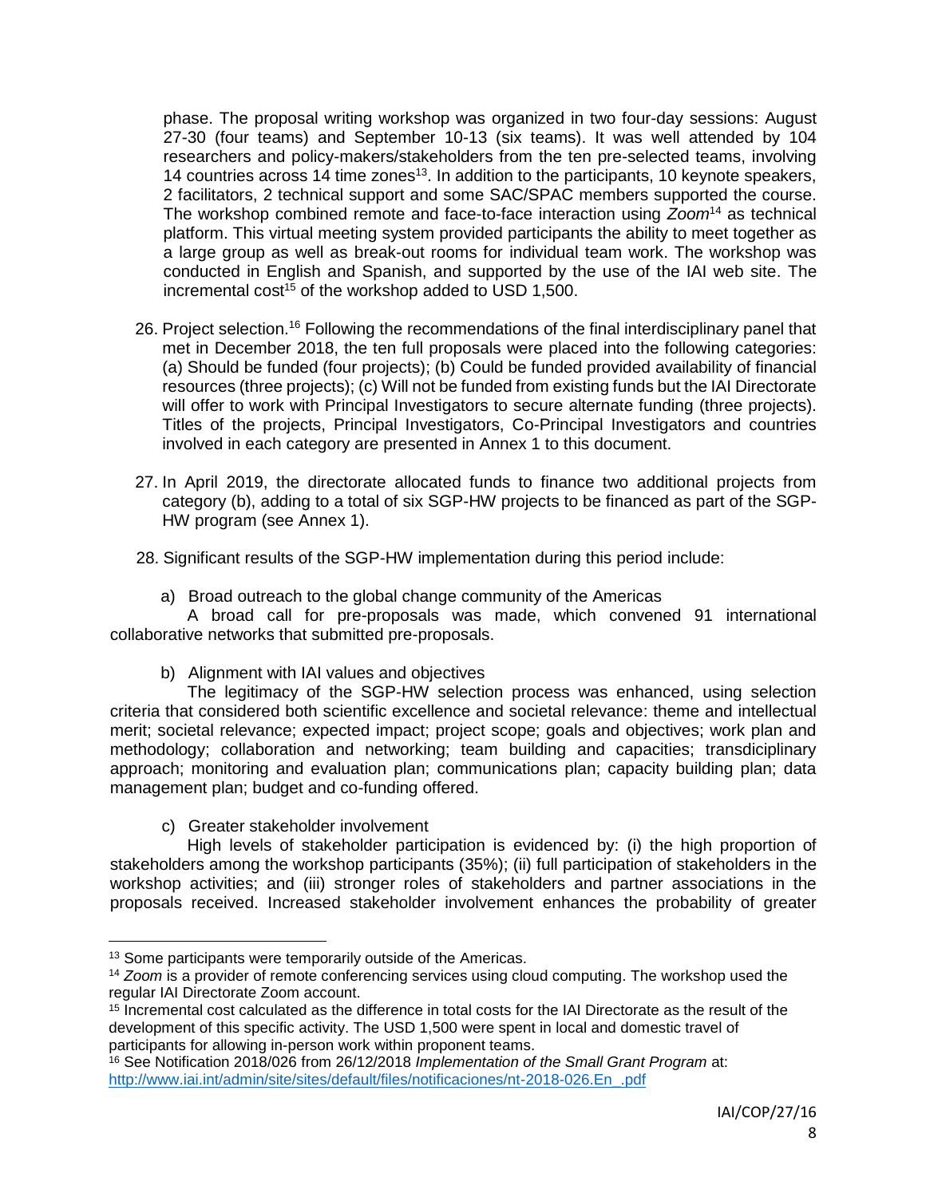phase. The proposal writing workshop was organized in two four-day sessions: August 27-30 (four teams) and September 10-13 (six teams). It was well attended by 104 researchers and policy-makers/stakeholders from the ten pre-selected teams, involving 14 countries across 14 time zones[13]. In addition to the participants, 10 keynote speakers, 2 facilitators, 2 technical support and some SAC/SPAC members supported the course. The workshop combined remote and face-to-face interaction using *Zoom*[14] as technical platform. This virtual meeting system provided participants the ability to meet together as a large group as well as break-out rooms for individual team work. The workshop was conducted in English and Spanish, and supported by the use of the IAI web site. The incremental cost[15] of the workshop added to USD 1,500.

26. Project selection.[16] Following the recommendations of the final interdisciplinary panel that met in December 2018, the ten full proposals were placed into the following categories: (a) Should be funded (four projects); (b) Could be funded provided availability of financial resources (three projects); (c) Will not be funded from existing funds but the IAI Directorate will offer to work with Principal Investigators to secure alternate funding (three projects). Titles of the projects, Principal Investigators, Co-Principal Investigators and countries involved in each category are presented in Annex 1 to this document.

27. In April 2019, the directorate allocated funds to finance two additional projects from category (b), adding to a total of six SGP-HW projects to be financed as part of the SGP-HW program (see Annex 1).

28. Significant results of the SGP-HW implementation during this period include:

a) Broad outreach to the global change community of the Americas

A broad call for pre-proposals was made, which convened 91 international collaborative networks that submitted pre-proposals.

b) Alignment with IAI values and objectives

The legitimacy of the SGP-HW selection process was enhanced, using selection criteria that considered both scientific excellence and societal relevance: theme and intellectual merit; societal relevance; expected impact; project scope; goals and objectives; work plan and methodology; collaboration and networking; team building and capacities; transdiciplinary approach; monitoring and evaluation plan; communications plan; capacity building plan; data management plan; budget and co-funding offered.

c) Greater stakeholder involvement

High levels of stakeholder participation is evidenced by: (i) the high proportion of stakeholders among the workshop participants (35%); (ii) full participation of stakeholders in the workshop activities; and (iii) stronger roles of stakeholders and partner associations in the proposals received. Increased stakeholder involvement enhances the probability of greater

---

[13] Some participants were temporarily outside of the Americas.

[14] *Zoom* is a provider of remote conferencing services using cloud computing. The workshop used the regular IAI Directorate Zoom account.

[15] Incremental cost calculated as the difference in total costs for the IAI Directorate as the result of the development of this specific activity. The USD 1,500 were spent in local and domestic travel of participants for allowing in-person work within proponent teams.

[16] See Notification 2018/026 from 26/12/2018 *Implementation of the Small Grant Program* at: http://www.iai.int/admin/site/sites/default/files/notificaciones/nt-2018-026.En_.pdf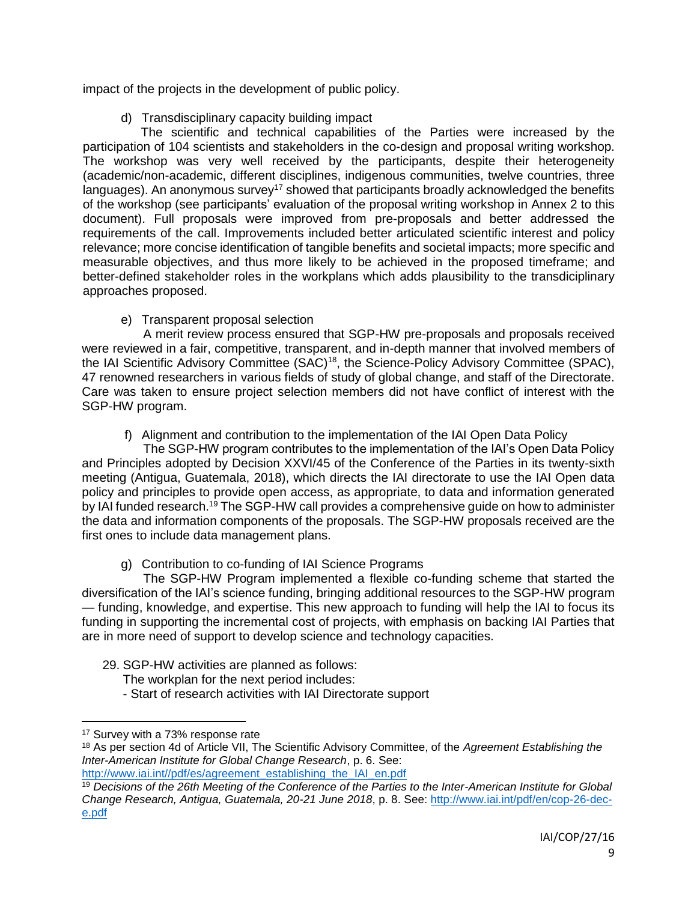impact of the projects in the development of public policy.

d) Transdisciplinary capacity building impact

The scientific and technical capabilities of the Parties were increased by the participation of 104 scientists and stakeholders in the co-design and proposal writing workshop. The workshop was very well received by the participants, despite their heterogeneity (academic/non-academic, different disciplines, indigenous communities, twelve countries, three languages). An anonymous survey[17] showed that participants broadly acknowledged the benefits of the workshop (see participants' evaluation of the proposal writing workshop in Annex 2 to this document). Full proposals were improved from pre-proposals and better addressed the requirements of the call. Improvements included better articulated scientific interest and policy relevance; more concise identification of tangible benefits and societal impacts; more specific and measurable objectives, and thus more likely to be achieved in the proposed timeframe; and better-defined stakeholder roles in the workplans which adds plausibility to the transdiciplinary approaches proposed.

e) Transparent proposal selection

A merit review process ensured that SGP-HW pre-proposals and proposals received were reviewed in a fair, competitive, transparent, and in-depth manner that involved members of the IAI Scientific Advisory Committee (SAC)[18], the Science-Policy Advisory Committee (SPAC), 47 renowned researchers in various fields of study of global change, and staff of the Directorate. Care was taken to ensure project selection members did not have conflict of interest with the SGP-HW program.

f) Alignment and contribution to the implementation of the IAI Open Data Policy

The SGP-HW program contributes to the implementation of the IAI's Open Data Policy and Principles adopted by Decision XXVI/45 of the Conference of the Parties in its twenty-sixth meeting (Antigua, Guatemala, 2018), which directs the IAI directorate to use the IAI Open data policy and principles to provide open access, as appropriate, to data and information generated by IAI funded research.[19] The SGP-HW call provides a comprehensive guide on how to administer the data and information components of the proposals. The SGP-HW proposals received are the first ones to include data management plans.

g) Contribution to co-funding of IAI Science Programs

The SGP-HW Program implemented a flexible co-funding scheme that started the diversification of the IAI's science funding, bringing additional resources to the SGP-HW program — funding, knowledge, and expertise. This new approach to funding will help the IAI to focus its funding in supporting the incremental cost of projects, with emphasis on backing IAI Parties that are in more need of support to develop science and technology capacities.

29. SGP-HW activities are planned as follows:
    The workplan for the next period includes:
    - Start of research activities with IAI Directorate support

---

[17] Survey with a 73% response rate

[18] As per section 4d of Article VII, The Scientific Advisory Committee, of the *Agreement Establishing the Inter-American Institute for Global Change Research*, p. 6. See: http://www.iai.int//pdf/es/agreement_establishing_the_IAI_en.pdf

[19] *Decisions of the 26th Meeting of the Conference of the Parties to the Inter-American Institute for Global Change Research, Antigua, Guatemala, 20-21 June 2018*, p. 8. See: http://www.iai.int/pdf/en/cop-26-dec-e.pdf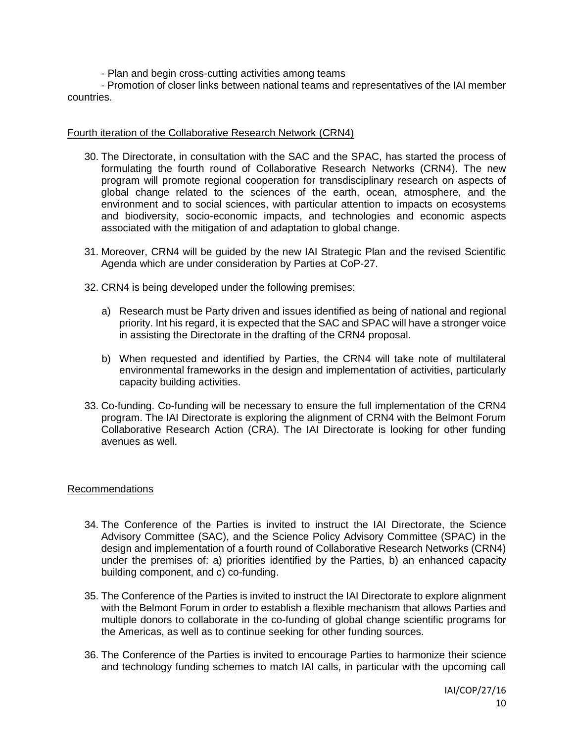- Plan and begin cross-cutting activities among teams
- Promotion of closer links between national teams and representatives of the IAI member countries.

Fourth iteration of the Collaborative Research Network (CRN4)

30. The Directorate, in consultation with the SAC and the SPAC, has started the process of formulating the fourth round of Collaborative Research Networks (CRN4). The new program will promote regional cooperation for transdisciplinary research on aspects of global change related to the sciences of the earth, ocean, atmosphere, and the environment and to social sciences, with particular attention to impacts on ecosystems and biodiversity, socio-economic impacts, and technologies and economic aspects associated with the mitigation of and adaptation to global change.

31. Moreover, CRN4 will be guided by the new IAI Strategic Plan and the revised Scientific Agenda which are under consideration by Parties at CoP-27.

32. CRN4 is being developed under the following premises:

    a) Research must be Party driven and issues identified as being of national and regional priority. Int his regard, it is expected that the SAC and SPAC will have a stronger voice in assisting the Directorate in the drafting of the CRN4 proposal.

    b) When requested and identified by Parties, the CRN4 will take note of multilateral environmental frameworks in the design and implementation of activities, particularly capacity building activities.

33. Co-funding. Co-funding will be necessary to ensure the full implementation of the CRN4 program. The IAI Directorate is exploring the alignment of CRN4 with the Belmont Forum Collaborative Research Action (CRA). The IAI Directorate is looking for other funding avenues as well.

Recommendations

34. The Conference of the Parties is invited to instruct the IAI Directorate, the Science Advisory Committee (SAC), and the Science Policy Advisory Committee (SPAC) in the design and implementation of a fourth round of Collaborative Research Networks (CRN4) under the premises of: a) priorities identified by the Parties, b) an enhanced capacity building component, and c) co-funding.

35. The Conference of the Parties is invited to instruct the IAI Directorate to explore alignment with the Belmont Forum in order to establish a flexible mechanism that allows Parties and multiple donors to collaborate in the co-funding of global change scientific programs for the Americas, as well as to continue seeking for other funding sources.

36. The Conference of the Parties is invited to encourage Parties to harmonize their science and technology funding schemes to match IAI calls, in particular with the upcoming call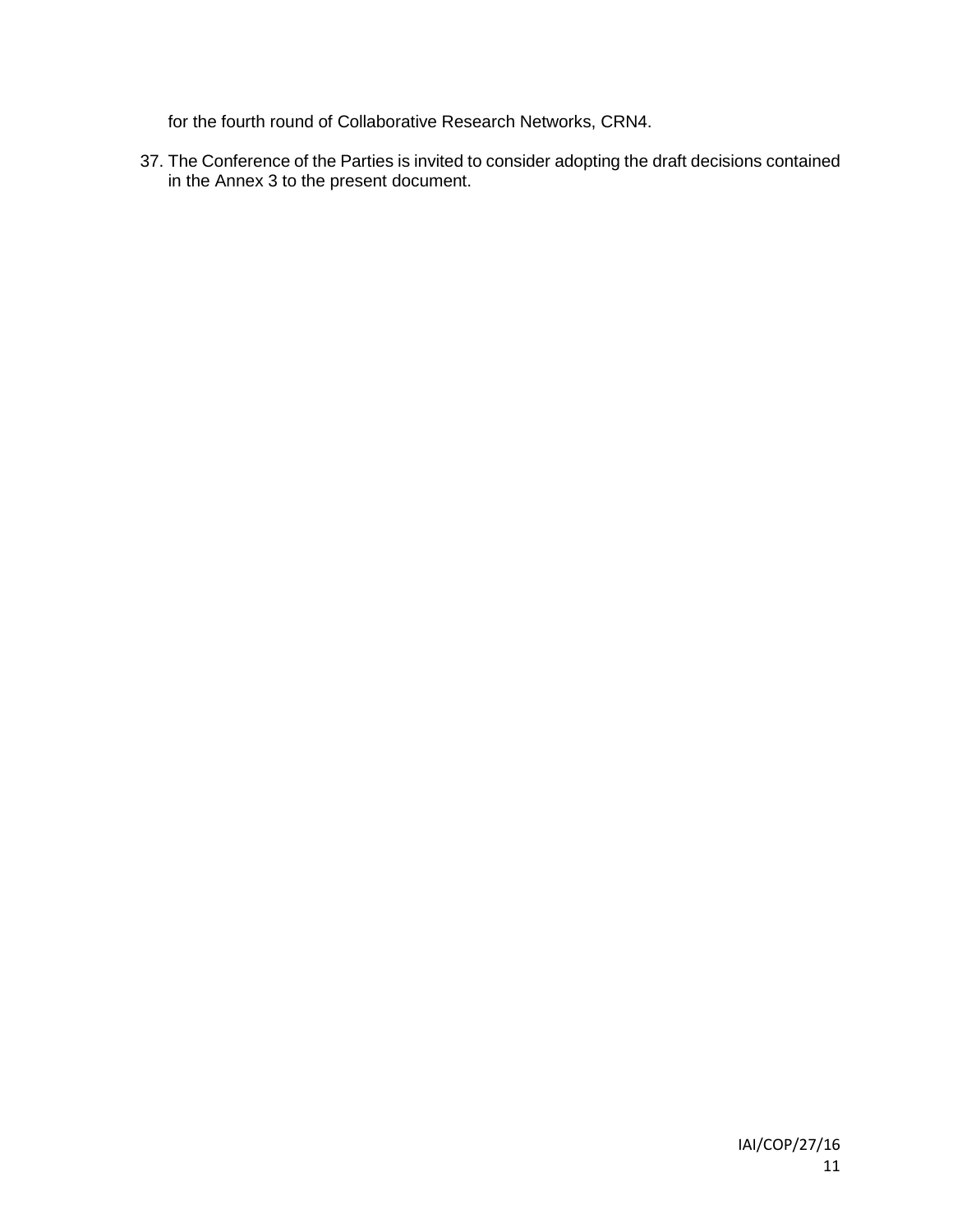for the fourth round of Collaborative Research Networks, CRN4.

37. The Conference of the Parties is invited to consider adopting the draft decisions contained in the Annex 3 to the present document.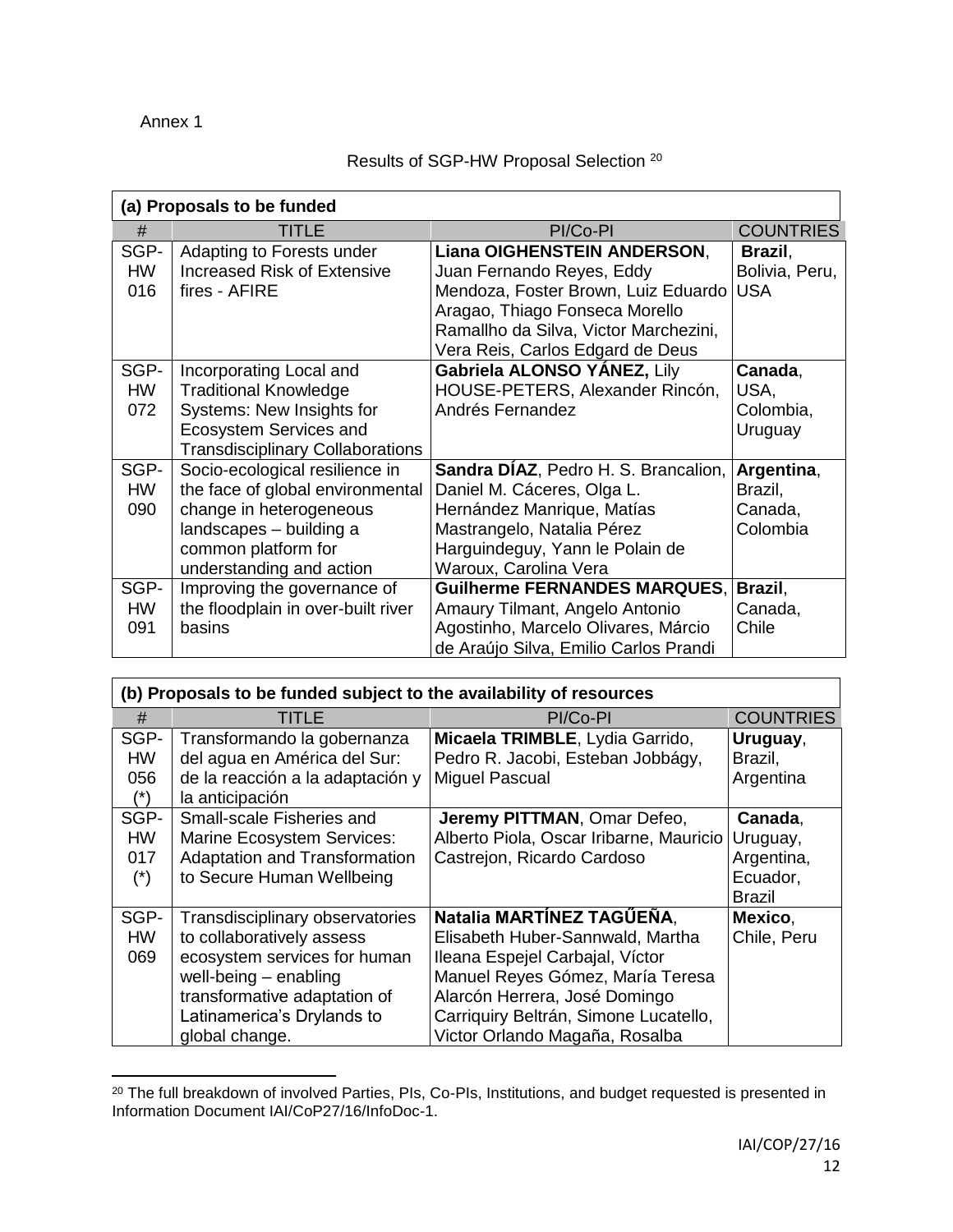Annex 1

Results of SGP-HW Proposal Selection [20]

**(a) Proposals to be funded**

| # | TITLE | PI/Co-PI | COUNTRIES |
|---|---|---|---|
| SGP-HW 016 | Adapting to Forests under Increased Risk of Extensive fires - AFIRE | **Liana OIGHENSTEIN ANDERSON**, Juan Fernando Reyes, Eddy Mendoza, Foster Brown, Luiz Eduardo Aragao, Thiago Fonseca Morello Ramallho da Silva, Victor Marchezini, Vera Reis, Carlos Edgard de Deus | **Brazil**, Bolivia, Peru, USA |
| SGP-HW 072 | Incorporating Local and Traditional Knowledge Systems: New Insights for Ecosystem Services and Transdisciplinary Collaborations | **Gabriela ALONSO YÁNEZ,** Lily HOUSE-PETERS, Alexander Rincón, Andrés Fernandez | **Canada**, USA, Colombia, Uruguay |
| SGP-HW 090 | Socio-ecological resilience in the face of global environmental change in heterogeneous landscapes – building a common platform for understanding and action | **Sandra DÍAZ**, Pedro H. S. Brancalion, Daniel M. Cáceres, Olga L. Hernández Manrique, Matías Mastrangelo, Natalia Pérez Harguindeguy, Yann le Polain de Waroux, Carolina Vera | **Argentina**, Brazil, Canada, Colombia |
| SGP-HW 091 | Improving the governance of the floodplain in over-built river basins | **Guilherme FERNANDES MARQUES**, Amaury Tilmant, Angelo Antonio Agostinho, Marcelo Olivares, Márcio de Araújo Silva, Emilio Carlos Prandi | **Brazil**, Canada, Chile |

**(b) Proposals to be funded subject to the availability of resources**

| # | TITLE | PI/Co-PI | COUNTRIES |
|---|---|---|---|
| SGP-HW 056 (*) | Transformando la gobernanza del agua en América del Sur: de la reacción a la adaptación y la anticipación | **Micaela TRIMBLE**, Lydia Garrido, Pedro R. Jacobi, Esteban Jobbágy, Miguel Pascual | **Uruguay**, Brazil, Argentina |
| SGP-HW 017 (*) | Small-scale Fisheries and Marine Ecosystem Services: Adaptation and Transformation to Secure Human Wellbeing | **Jeremy PITTMAN**, Omar Defeo, Alberto Piola, Oscar Iribarne, Mauricio Castrejon, Ricardo Cardoso | **Canada**, Uruguay, Argentina, Ecuador, Brazil |
| SGP-HW 069 | Transdisciplinary observatories to collaboratively assess ecosystem services for human well-being – enabling transformative adaptation of Latinamerica's Drylands to global change. | **Natalia MARTÍNEZ TAGŰEÑA**, Elisabeth Huber-Sannwald, Martha Ileana Espejel Carbajal, Víctor Manuel Reyes Gómez, María Teresa Alarcón Herrera, José Domingo Carriquiry Beltrán, Simone Lucatello, Victor Orlando Magaña, Rosalba | **Mexico**, Chile, Peru |

[20] The full breakdown of involved Parties, PIs, Co-PIs, Institutions, and budget requested is presented in Information Document IAI/CoP27/16/InfoDoc-1.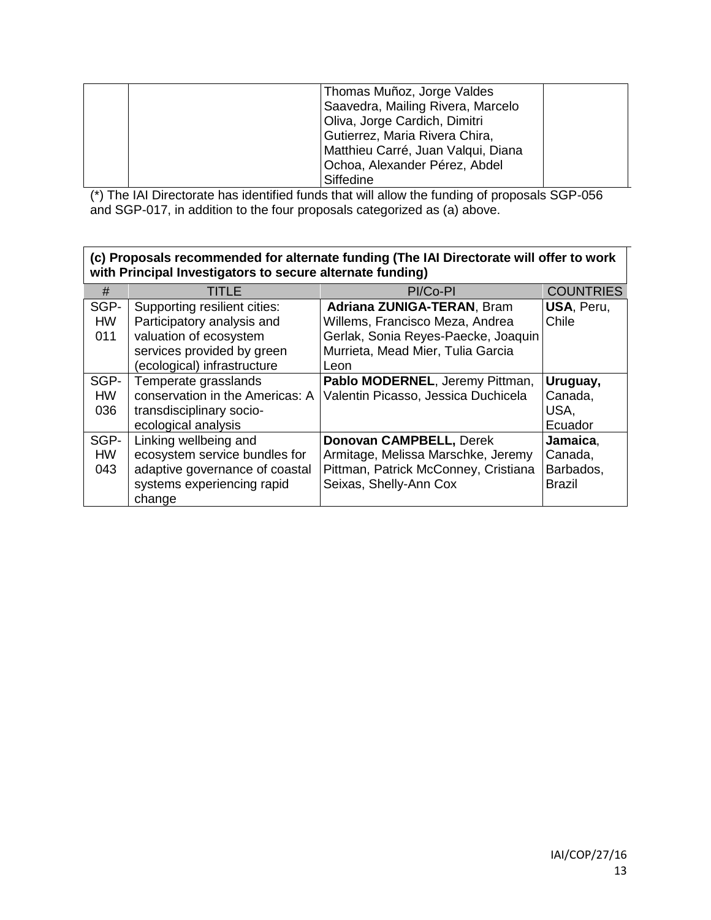| | | PI/Co-PI | |
|---|---|---|---|
| | | Thomas Muñoz, Jorge Valdes Saavedra, Mailing Rivera, Marcelo Oliva, Jorge Cardich, Dimitri Gutierrez, Maria Rivera Chira, Matthieu Carré, Juan Valqui, Diana Ochoa, Alexander Pérez, Abdel Siffedine | |

(*) The IAI Directorate has identified funds that will allow the funding of proposals SGP-056 and SGP-017, in addition to the four proposals categorized as (a) above.

**(c) Proposals recommended for alternate funding (The IAI Directorate will offer to work with Principal Investigators to secure alternate funding)**

| # | TITLE | PI/Co-PI | COUNTRIES |
|---|---|---|---|
| SGP-HW 011 | Supporting resilient cities: Participatory analysis and valuation of ecosystem services provided by green (ecological) infrastructure | **Adriana ZUNIGA-TERAN**, Bram Willems, Francisco Meza, Andrea Gerlak, Sonia Reyes-Paecke, Joaquin Murrieta, Mead Mier, Tulia Garcia Leon | **USA**, Peru, Chile |
| SGP-HW 036 | Temperate grasslands conservation in the Americas: A transdisciplinary socio-ecological analysis | **Pablo MODERNEL**, Jeremy Pittman, Valentin Picasso, Jessica Duchicela | **Uruguay,** Canada, USA, Ecuador |
| SGP-HW 043 | Linking wellbeing and ecosystem service bundles for adaptive governance of coastal systems experiencing rapid change | **Donovan CAMPBELL,** Derek Armitage, Melissa Marschke, Jeremy Pittman, Patrick McConney, Cristiana Seixas, Shelly-Ann Cox | **Jamaica**, Canada, Barbados, Brazil |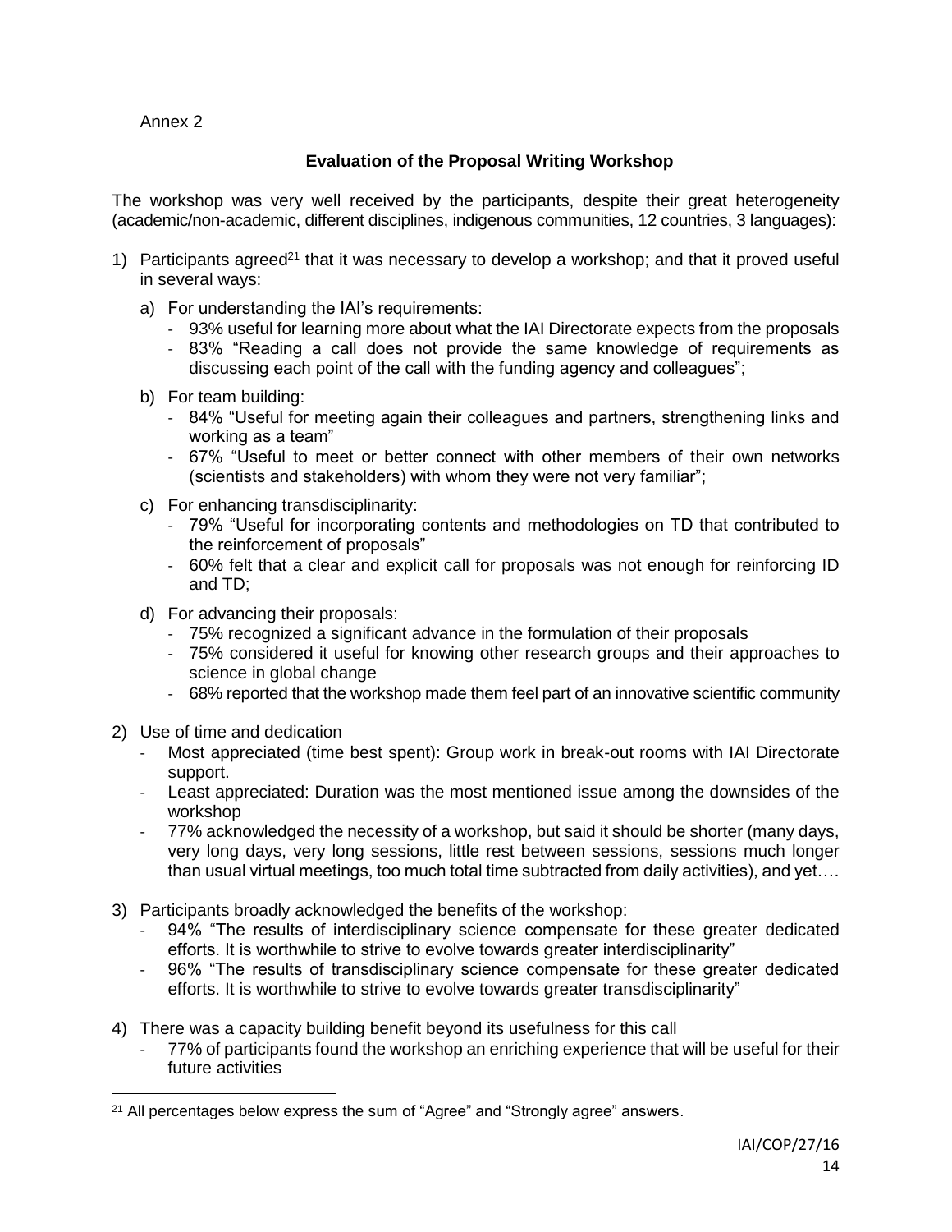Annex 2

## Evaluation of the Proposal Writing Workshop

The workshop was very well received by the participants, despite their great heterogeneity (academic/non-academic, different disciplines, indigenous communities, 12 countries, 3 languages):

1) Participants agreed[21] that it was necessary to develop a workshop; and that it proved useful in several ways:
   a) For understanding the IAI's requirements:
      - 93% useful for learning more about what the IAI Directorate expects from the proposals
      - 83% "Reading a call does not provide the same knowledge of requirements as discussing each point of the call with the funding agency and colleagues";
   b) For team building:
      - 84% "Useful for meeting again their colleagues and partners, strengthening links and working as a team"
      - 67% "Useful to meet or better connect with other members of their own networks (scientists and stakeholders) with whom they were not very familiar";
   c) For enhancing transdisciplinarity:
      - 79% "Useful for incorporating contents and methodologies on TD that contributed to the reinforcement of proposals"
      - 60% felt that a clear and explicit call for proposals was not enough for reinforcing ID and TD;
   d) For advancing their proposals:
      - 75% recognized a significant advance in the formulation of their proposals
      - 75% considered it useful for knowing other research groups and their approaches to science in global change
      - 68% reported that the workshop made them feel part of an innovative scientific community

2) Use of time and dedication
   - Most appreciated (time best spent): Group work in break-out rooms with IAI Directorate support.
   - Least appreciated: Duration was the most mentioned issue among the downsides of the workshop
   - 77% acknowledged the necessity of a workshop, but said it should be shorter (many days, very long days, very long sessions, little rest between sessions, sessions much longer than usual virtual meetings, too much total time subtracted from daily activities), and yet….

3) Participants broadly acknowledged the benefits of the workshop:
   - 94% "The results of interdisciplinary science compensate for these greater dedicated efforts. It is worthwhile to strive to evolve towards greater interdisciplinarity"
   - 96% "The results of transdisciplinary science compensate for these greater dedicated efforts. It is worthwhile to strive to evolve towards greater transdisciplinarity"

4) There was a capacity building benefit beyond its usefulness for this call
   - 77% of participants found the workshop an enriching experience that will be useful for their future activities

---

[21] All percentages below express the sum of "Agree" and "Strongly agree" answers.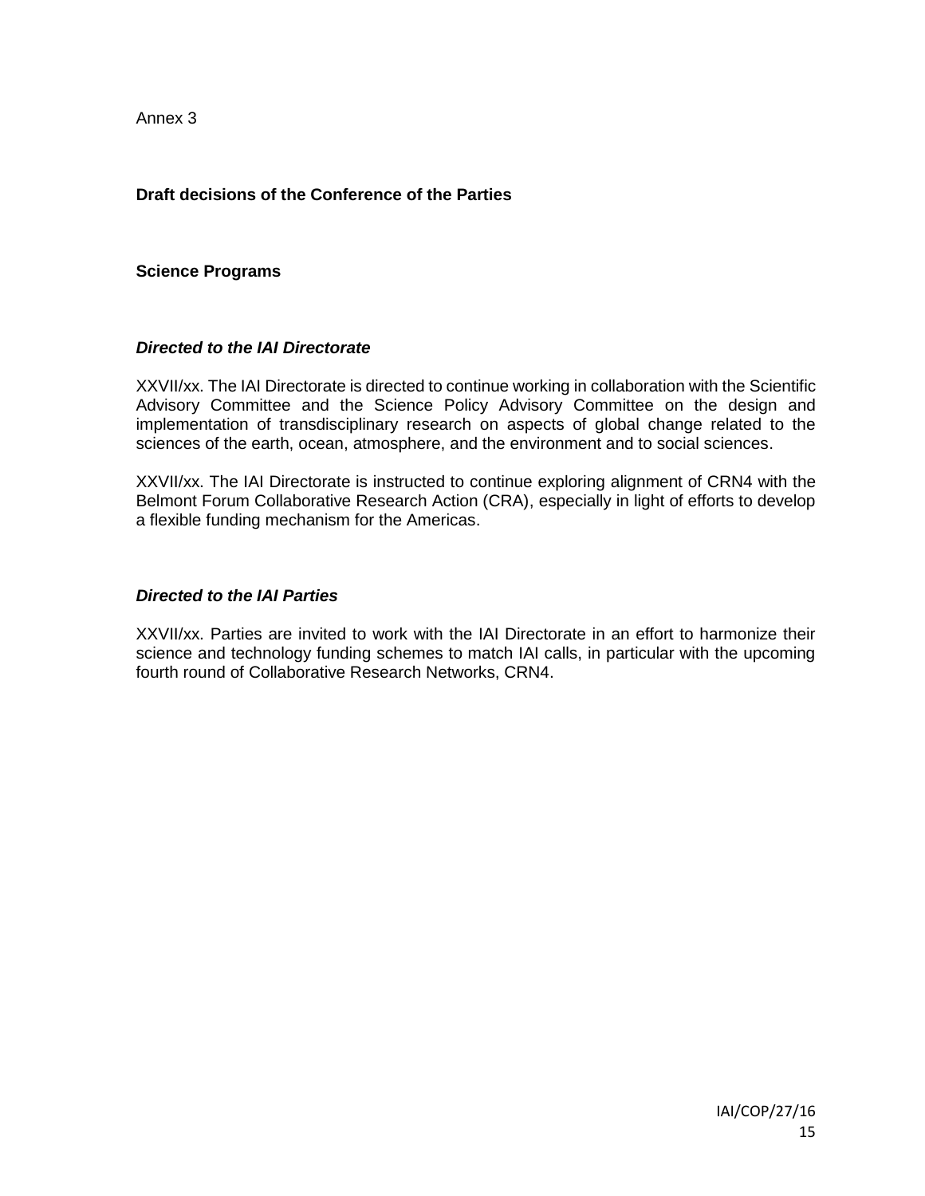Annex 3

## Draft decisions of the Conference of the Parties

### Science Programs

#### *Directed to the IAI Directorate*

XXVII/xx. The IAI Directorate is directed to continue working in collaboration with the Scientific Advisory Committee and the Science Policy Advisory Committee on the design and implementation of transdisciplinary research on aspects of global change related to the sciences of the earth, ocean, atmosphere, and the environment and to social sciences.

XXVII/xx. The IAI Directorate is instructed to continue exploring alignment of CRN4 with the Belmont Forum Collaborative Research Action (CRA), especially in light of efforts to develop a flexible funding mechanism for the Americas.

#### *Directed to the IAI Parties*

XXVII/xx. Parties are invited to work with the IAI Directorate in an effort to harmonize their science and technology funding schemes to match IAI calls, in particular with the upcoming fourth round of Collaborative Research Networks, CRN4.